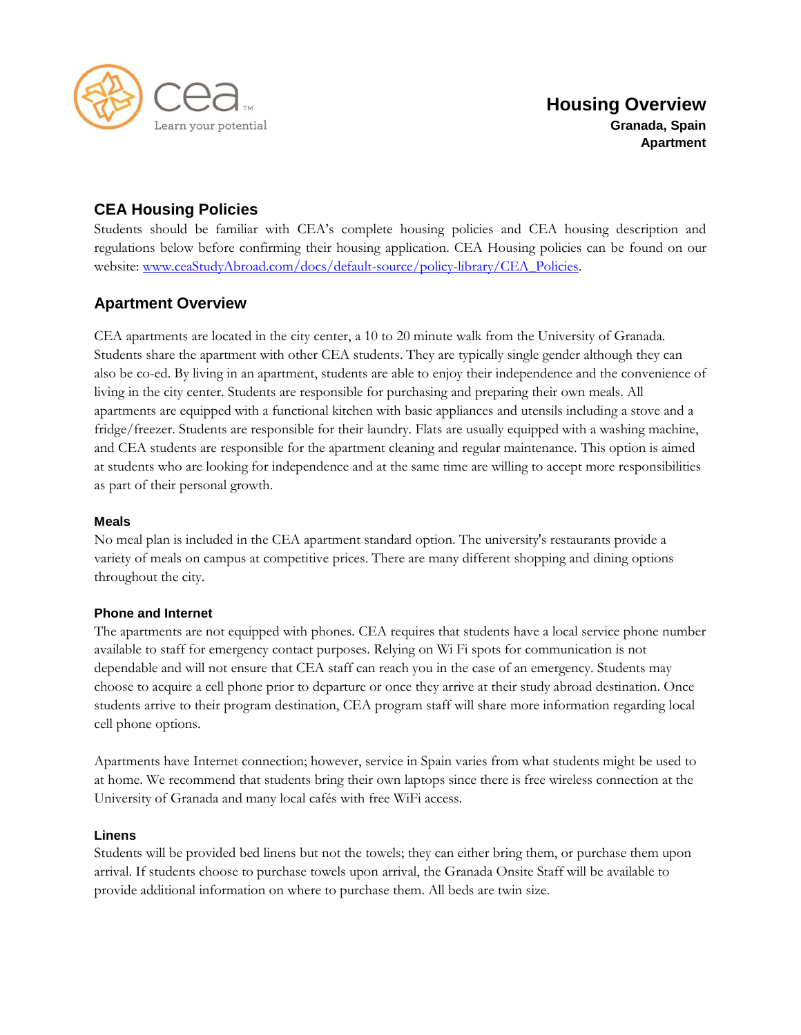# Housing Overview

**Granada, Spain**
**Apartment**

## CEA Housing Policies

Students should be familiar with CEA's complete housing policies and CEA housing description and regulations below before confirming their housing application. CEA Housing policies can be found on our website: [www.ceaStudyAbroad.com/docs/default-source/policy-library/CEA_Policies](www.ceaStudyAbroad.com/docs/default-source/policy-library/CEA_Policies).

## Apartment Overview

CEA apartments are located in the city center, a 10 to 20 minute walk from the University of Granada. Students share the apartment with other CEA students. They are typically single gender although they can also be co-ed. By living in an apartment, students are able to enjoy their independence and the convenience of living in the city center. Students are responsible for purchasing and preparing their own meals. All apartments are equipped with a functional kitchen with basic appliances and utensils including a stove and a fridge/freezer. Students are responsible for their laundry. Flats are usually equipped with a washing machine, and CEA students are responsible for the apartment cleaning and regular maintenance. This option is aimed at students who are looking for independence and at the same time are willing to accept more responsibilities as part of their personal growth.

### Meals

No meal plan is included in the CEA apartment standard option. The university's restaurants provide a variety of meals on campus at competitive prices. There are many different shopping and dining options throughout the city.

### Phone and Internet

The apartments are not equipped with phones. CEA requires that students have a local service phone number available to staff for emergency contact purposes. Relying on Wi Fi spots for communication is not dependable and will not ensure that CEA staff can reach you in the case of an emergency. Students may choose to acquire a cell phone prior to departure or once they arrive at their study abroad destination. Once students arrive to their program destination, CEA program staff will share more information regarding local cell phone options.

Apartments have Internet connection; however, service in Spain varies from what students might be used to at home. We recommend that students bring their own laptops since there is free wireless connection at the University of Granada and many local cafés with free WiFi access.

### Linens

Students will be provided bed linens but not the towels; they can either bring them, or purchase them upon arrival. If students choose to purchase towels upon arrival, the Granada Onsite Staff will be available to provide additional information on where to purchase them. All beds are twin size.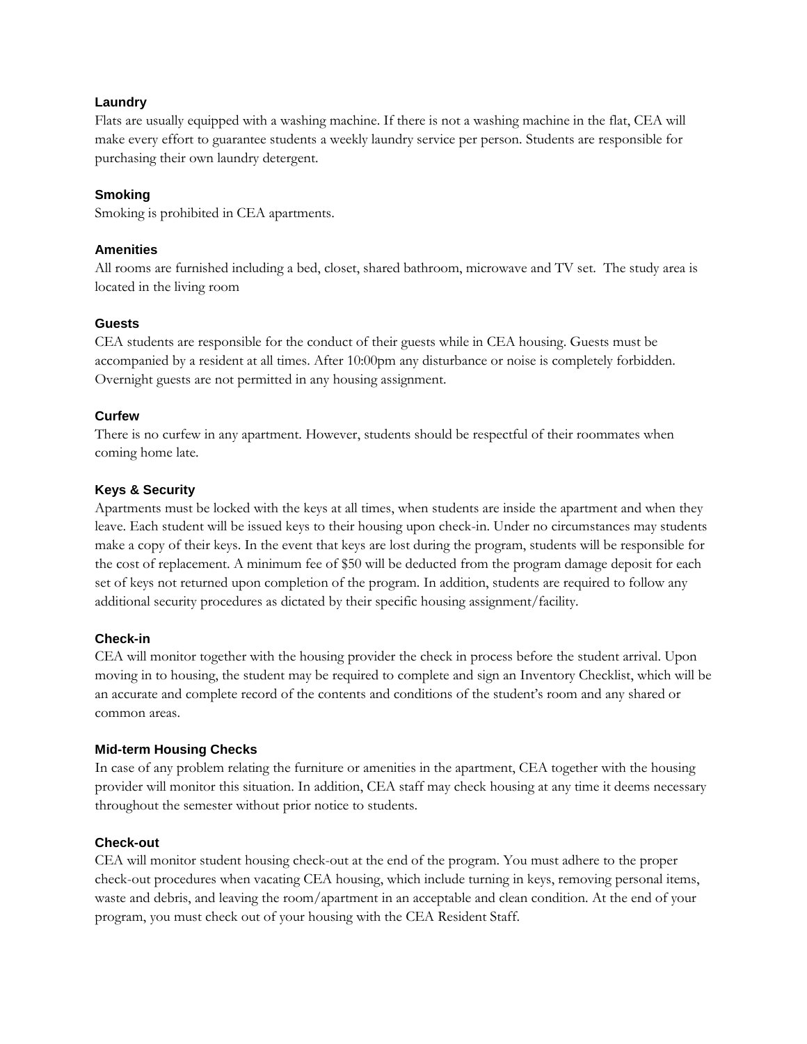### Laundry

Flats are usually equipped with a washing machine. If there is not a washing machine in the flat, CEA will make every effort to guarantee students a weekly laundry service per person. Students are responsible for purchasing their own laundry detergent.

### Smoking

Smoking is prohibited in CEA apartments.

### Amenities

All rooms are furnished including a bed, closet, shared bathroom, microwave and TV set.  The study area is located in the living room

### Guests

CEA students are responsible for the conduct of their guests while in CEA housing. Guests must be accompanied by a resident at all times. After 10:00pm any disturbance or noise is completely forbidden. Overnight guests are not permitted in any housing assignment.

### Curfew

There is no curfew in any apartment. However, students should be respectful of their roommates when coming home late.

### Keys & Security

Apartments must be locked with the keys at all times, when students are inside the apartment and when they leave. Each student will be issued keys to their housing upon check-in. Under no circumstances may students make a copy of their keys. In the event that keys are lost during the program, students will be responsible for the cost of replacement. A minimum fee of $50 will be deducted from the program damage deposit for each set of keys not returned upon completion of the program. In addition, students are required to follow any additional security procedures as dictated by their specific housing assignment/facility.

### Check-in

CEA will monitor together with the housing provider the check in process before the student arrival. Upon moving in to housing, the student may be required to complete and sign an Inventory Checklist, which will be an accurate and complete record of the contents and conditions of the student's room and any shared or common areas.

### Mid-term Housing Checks

In case of any problem relating the furniture or amenities in the apartment, CEA together with the housing provider will monitor this situation. In addition, CEA staff may check housing at any time it deems necessary throughout the semester without prior notice to students.

### Check-out

CEA will monitor student housing check-out at the end of the program. You must adhere to the proper check-out procedures when vacating CEA housing, which include turning in keys, removing personal items, waste and debris, and leaving the room/apartment in an acceptable and clean condition. At the end of your program, you must check out of your housing with the CEA Resident Staff.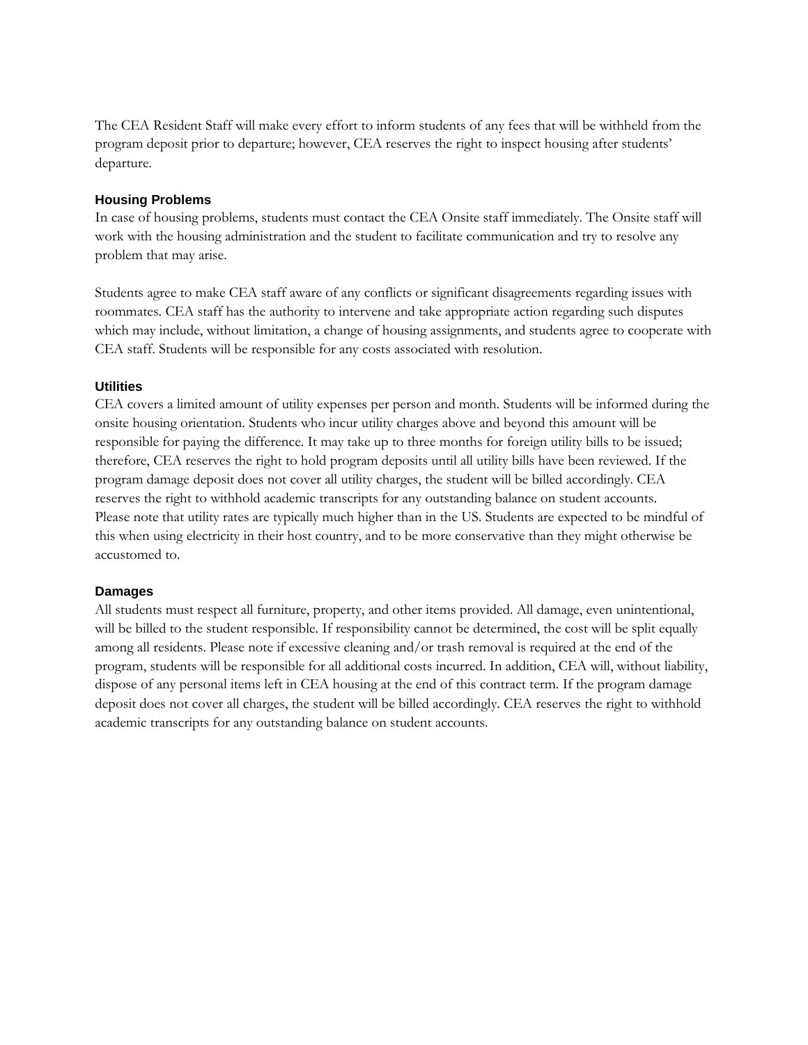The CEA Resident Staff will make every effort to inform students of any fees that will be withheld from the program deposit prior to departure; however, CEA reserves the right to inspect housing after students' departure.

### Housing Problems

In case of housing problems, students must contact the CEA Onsite staff immediately. The Onsite staff will work with the housing administration and the student to facilitate communication and try to resolve any problem that may arise.

Students agree to make CEA staff aware of any conflicts or significant disagreements regarding issues with roommates. CEA staff has the authority to intervene and take appropriate action regarding such disputes which may include, without limitation, a change of housing assignments, and students agree to cooperate with CEA staff. Students will be responsible for any costs associated with resolution.

### Utilities

CEA covers a limited amount of utility expenses per person and month. Students will be informed during the onsite housing orientation. Students who incur utility charges above and beyond this amount will be responsible for paying the difference. It may take up to three months for foreign utility bills to be issued; therefore, CEA reserves the right to hold program deposits until all utility bills have been reviewed. If the program damage deposit does not cover all utility charges, the student will be billed accordingly. CEA reserves the right to withhold academic transcripts for any outstanding balance on student accounts.
Please note that utility rates are typically much higher than in the US. Students are expected to be mindful of this when using electricity in their host country, and to be more conservative than they might otherwise be accustomed to.

### Damages

All students must respect all furniture, property, and other items provided. All damage, even unintentional, will be billed to the student responsible. If responsibility cannot be determined, the cost will be split equally among all residents. Please note if excessive cleaning and/or trash removal is required at the end of the program, students will be responsible for all additional costs incurred. In addition, CEA will, without liability, dispose of any personal items left in CEA housing at the end of this contract term. If the program damage deposit does not cover all charges, the student will be billed accordingly. CEA reserves the right to withhold academic transcripts for any outstanding balance on student accounts.